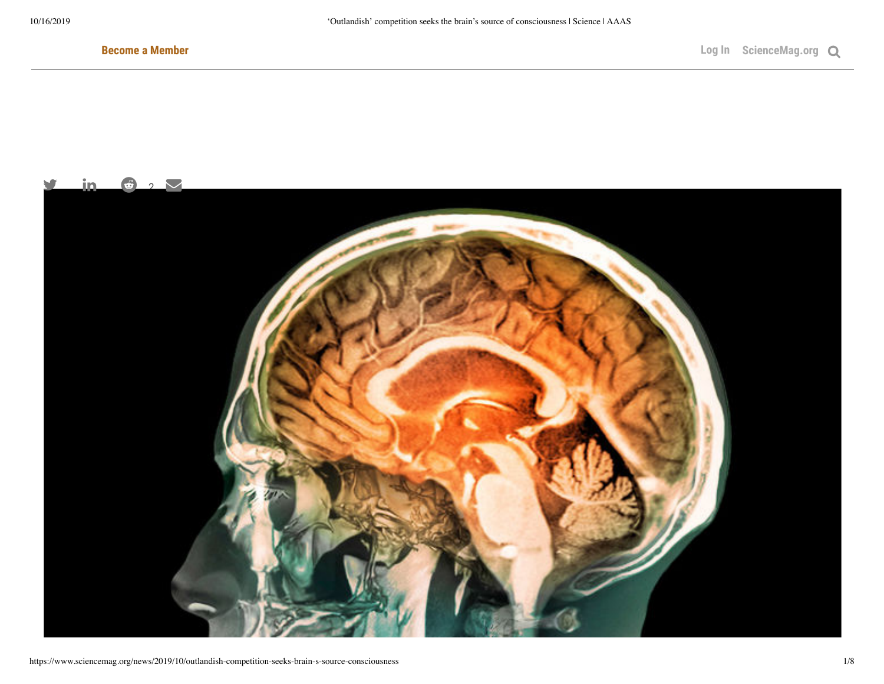**Become a Member**

Log In ScienceMag.org

2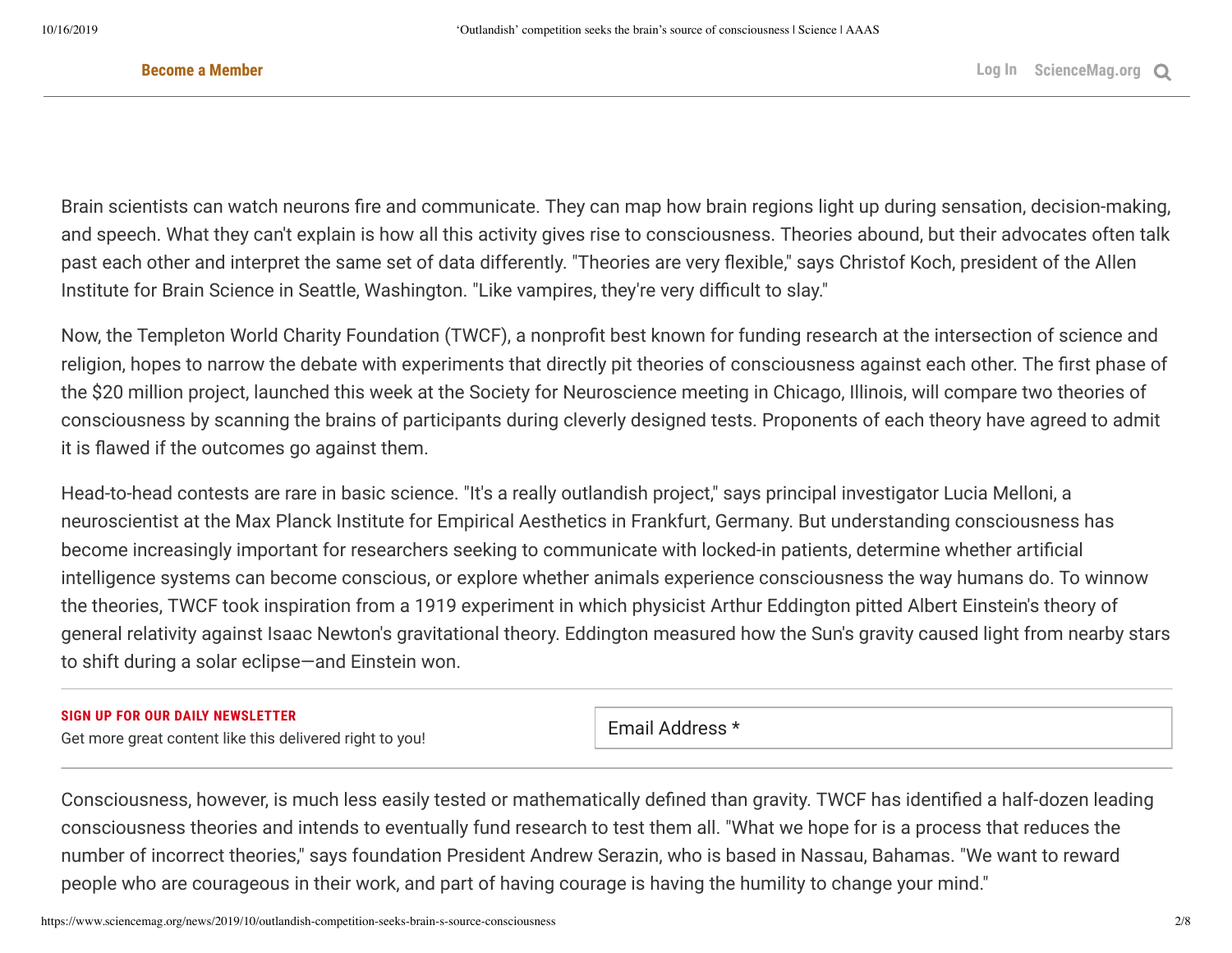Brain scientists can watch neurons fire and communicate. They can map how brain regions light up during sensation, decision-making, and speech. What they can't explain is how all this activity gives rise to consciousness. Theories abound, but their advocates often talk past each other and interpret the same set of data differently. "Theories are very flexible," says Christof Koch, president of the Allen Institute for Brain Science in Seattle, Washington. "Like vampires, they're very difficult to slay."

Now, the Templeton World Charity Foundation (TWCF), a nonprofit best known for funding research at the intersection of science and religion, hopes to narrow the debate with experiments that directly pit theories of consciousness against each other. The first phase of the $20 million project, launched this week at the Society for Neuroscience meeting in Chicago, Illinois, will compare two theories of consciousness by scanning the brains of participants during cleverly designed tests. Proponents of each theory have agreed to admit it is flawed if the outcomes go against them.

Head-to-head contests are rare in basic science. "It's a really outlandish project," says principal investigator Lucia Melloni, a neuroscientist at the Max Planck Institute for Empirical Aesthetics in Frankfurt, Germany. But understanding consciousness has become increasingly important for researchers seeking to communicate with locked-in patients, determine whether artificial intelligence systems can become conscious, or explore whether animals experience consciousness the way humans do. To winnow the theories, TWCF took inspiration from a 1919 experiment in which physicist Arthur Eddington pitted Albert Einstein's theory of general relativity against Isaac Newton's gravitational theory. Eddington measured how the Sun's gravity caused light from nearby stars to shift during a solar eclipse—and Einstein won.

Consciousness, however, is much less easily tested or mathematically defined than gravity. TWCF has identified a half-dozen leading consciousness theories and intends to eventually fund research to test them all. "What we hope for is a process that reduces the number of incorrect theories," says foundation President Andrew Serazin, who is based in Nassau, Bahamas. "We want to reward people who are courageous in their work, and part of having courage is having the humility to change your mind."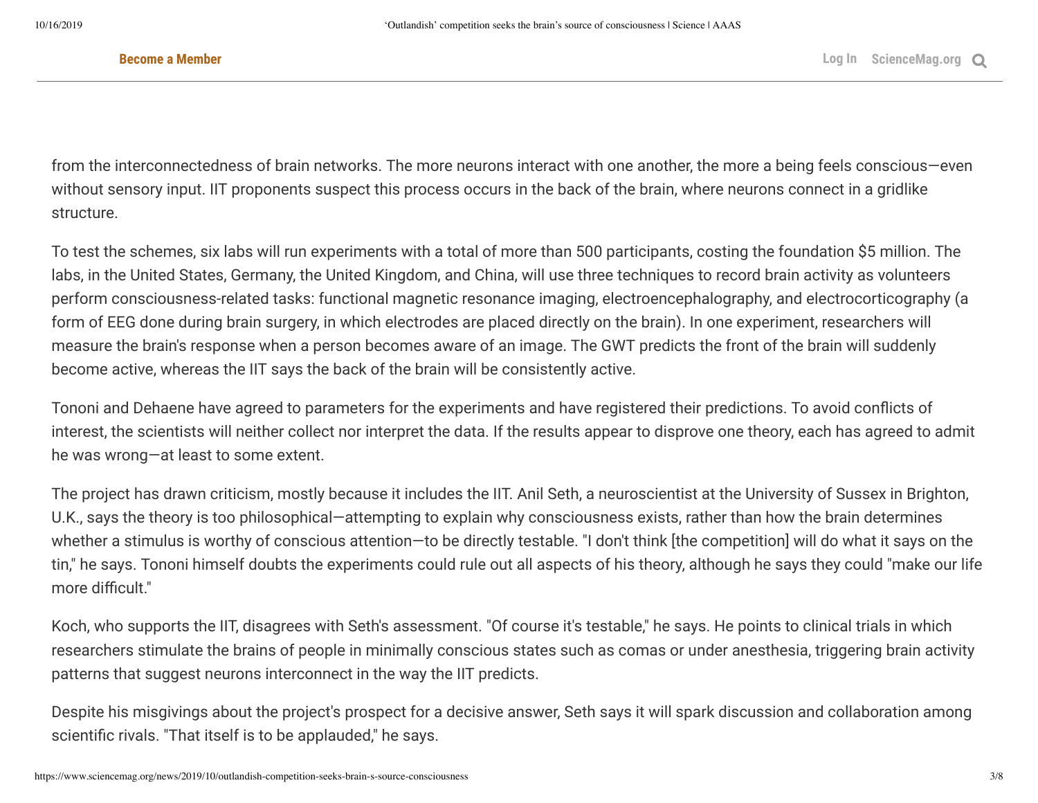from the interconnectedness of brain networks. The more neurons interact with one another, the more a being feels conscious—even without sensory input. IIT proponents suspect this process occurs in the back of the brain, where neurons connect in a gridlike structure.

To test the schemes, six labs will run experiments with a total of more than 500 participants, costing the foundation $5 million. The labs, in the United States, Germany, the United Kingdom, and China, will use three techniques to record brain activity as volunteers perform consciousness-related tasks: functional magnetic resonance imaging, electroencephalography, and electrocorticography (a form of EEG done during brain surgery, in which electrodes are placed directly on the brain). In one experiment, researchers will measure the brain's response when a person becomes aware of an image. The GWT predicts the front of the brain will suddenly become active, whereas the IIT says the back of the brain will be consistently active.

Tononi and Dehaene have agreed to parameters for the experiments and have registered their predictions. To avoid conflicts of interest, the scientists will neither collect nor interpret the data. If the results appear to disprove one theory, each has agreed to admit he was wrong—at least to some extent.

The project has drawn criticism, mostly because it includes the IIT. Anil Seth, a neuroscientist at the University of Sussex in Brighton, U.K., says the theory is too philosophical—attempting to explain why consciousness exists, rather than how the brain determines whether a stimulus is worthy of conscious attention—to be directly testable. "I don't think [the competition] will do what it says on the tin," he says. Tononi himself doubts the experiments could rule out all aspects of his theory, although he says they could "make our life more difficult."

Koch, who supports the IIT, disagrees with Seth's assessment. "Of course it's testable," he says. He points to clinical trials in which researchers stimulate the brains of people in minimally conscious states such as comas or under anesthesia, triggering brain activity patterns that suggest neurons interconnect in the way the IIT predicts.

Despite his misgivings about the project's prospect for a decisive answer, Seth says it will spark discussion and collaboration among scientific rivals. "That itself is to be applauded," he says.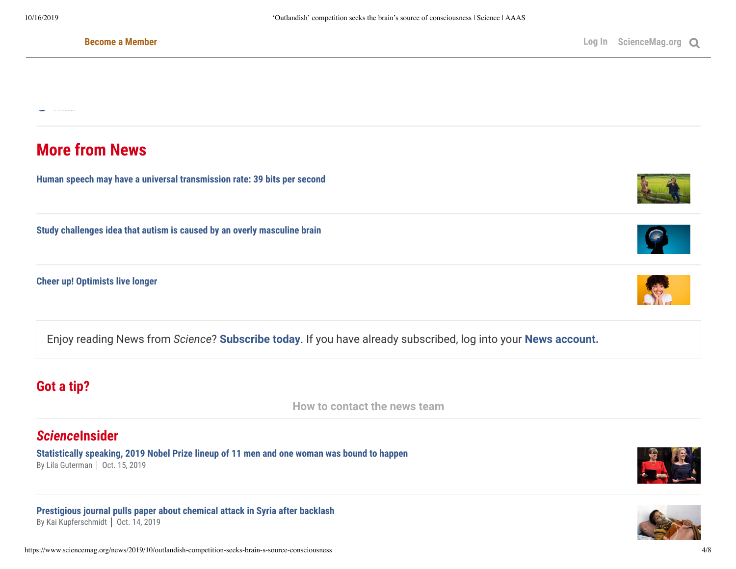## More from News

**Human speech may have a universal transmission rate: 39 bits per second**

**Study challenges idea that autism is caused by an overly masculine brain**

**Cheer up! Optimists live longer**

Enjoy reading News from *Science*? **Subscribe today**. If you have already subscribed, log into your **News account.**

## Got a tip?

How to contact the news team

## *Science*Insider

**Statistically speaking, 2019 Nobel Prize lineup of 11 men and one woman was bound to happen**
By Lila Guterman | Oct. 15, 2019

**Prestigious journal pulls paper about chemical attack in Syria after backlash**
By Kai Kupferschmidt | Oct. 14, 2019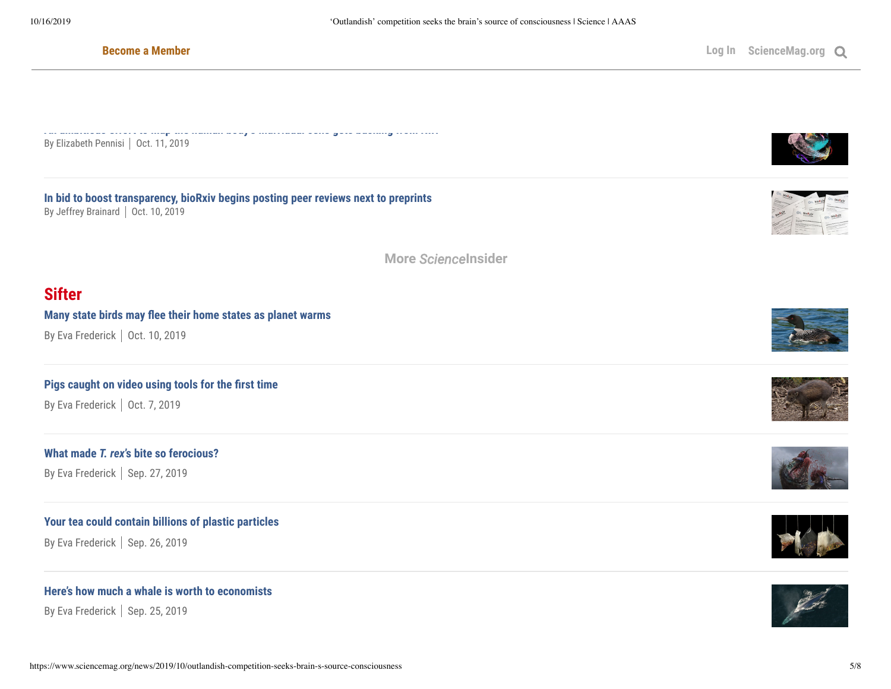By Elizabeth Pennisi | Oct. 11, 2019

In bid to boost transparency, bioRxiv begins posting peer reviews next to preprints
By Jeffrey Brainard | Oct. 10, 2019

More *Science*Insider

## Sifter

Many state birds may flee their home states as planet warms
By Eva Frederick | Oct. 10, 2019

Pigs caught on video using tools for the first time
By Eva Frederick | Oct. 7, 2019

What made *T. rex's* bite so ferocious?
By Eva Frederick | Sep. 27, 2019

Your tea could contain billions of plastic particles
By Eva Frederick | Sep. 26, 2019

Here's how much a whale is worth to economists
By Eva Frederick | Sep. 25, 2019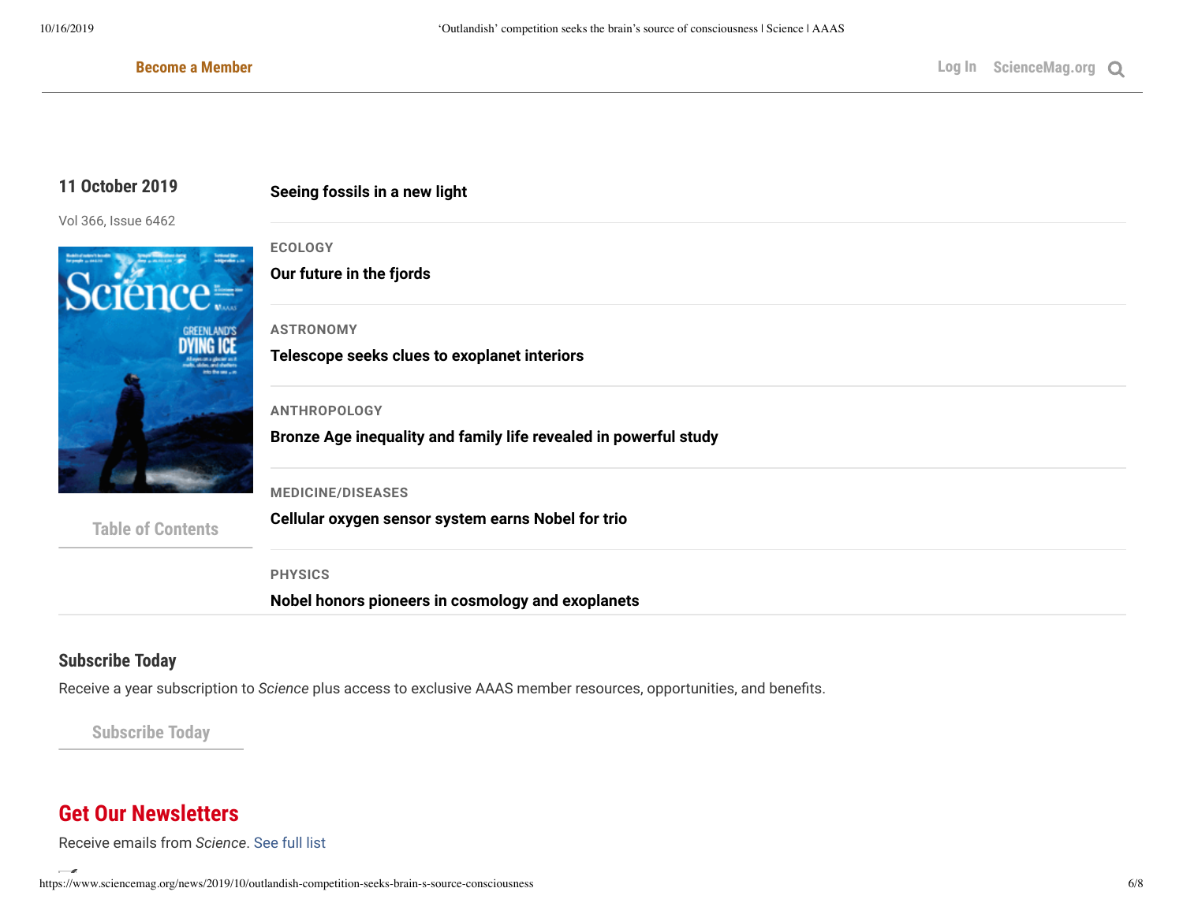Become a Member

Log In ScienceMag.org

**11 October 2019**

Vol 366, Issue 6462

Table of Contents

**Seeing fossils in a new light**

ECOLOGY

**Our future in the fjords**

ASTRONOMY

**Telescope seeks clues to exoplanet interiors**

ANTHROPOLOGY

**Bronze Age inequality and family life revealed in powerful study**

MEDICINE/DISEASES

**Cellular oxygen sensor system earns Nobel for trio**

PHYSICS

**Nobel honors pioneers in cosmology and exoplanets**

## Subscribe Today

Receive a year subscription to *Science* plus access to exclusive AAAS member resources, opportunities, and benefits.

Subscribe Today

## Get Our Newsletters

Receive emails from *Science*. See full list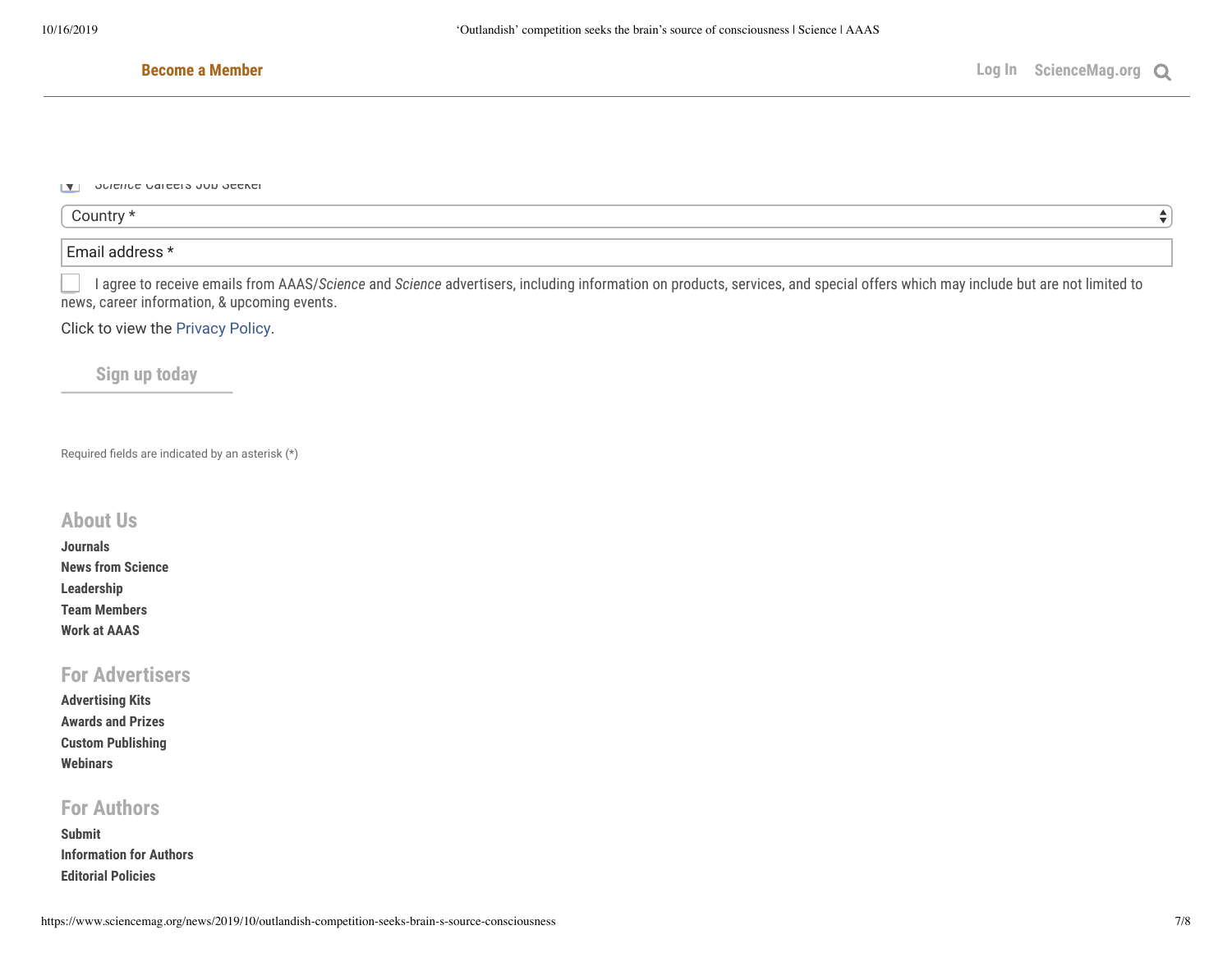Become a Member

Log In ScienceMag.org

*Science* Careers Job Seeker

Country *

Email address *

I agree to receive emails from AAAS/*Science* and *Science* advertisers, including information on products, services, and special offers which may include but are not limited to news, career information, & upcoming events.

Click to view the Privacy Policy.

Sign up today

Required fields are indicated by an asterisk (*)

## About Us

**Journals**
**News from Science**
**Leadership**
**Team Members**
**Work at AAAS**

## For Advertisers

**Advertising Kits**
**Awards and Prizes**
**Custom Publishing**
**Webinars**

## For Authors

**Submit**
**Information for Authors**
**Editorial Policies**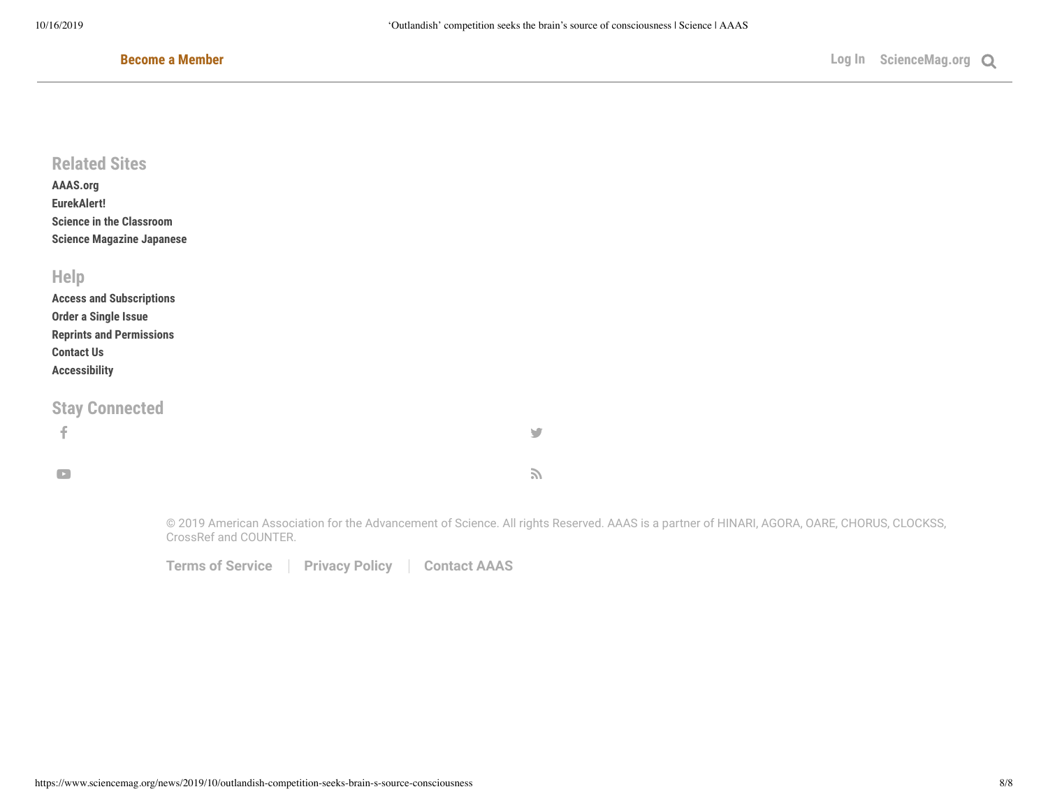Become a Member

Log In ScienceMag.org

## Related Sites

**AAAS.org**
**EurekAlert!**
**Science in the Classroom**
**Science Magazine Japanese**

## Help

**Access and Subscriptions**
**Order a Single Issue**
**Reprints and Permissions**
**Contact Us**
**Accessibility**

## Stay Connected

© 2019 American Association for the Advancement of Science. All rights Reserved. AAAS is a partner of HINARI, AGORA, OARE, CHORUS, CLOCKSS, CrossRef and COUNTER.

Terms of Service | Privacy Policy | Contact AAAS